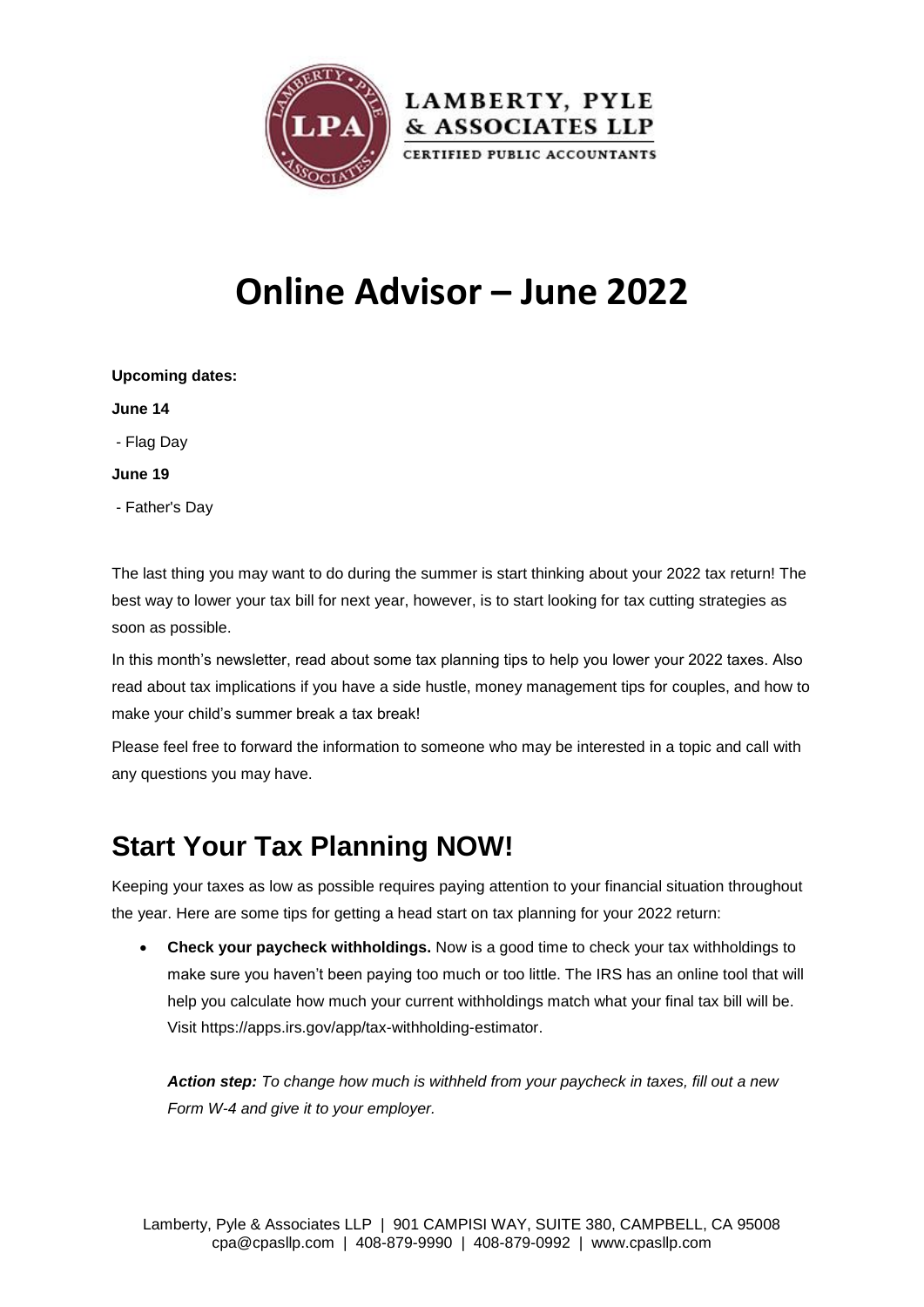# Online Advisor – June 2022

**Upcoming dates:**

**June 14**

- Flag Day

**June 19**

- Father's Day

The last thing you may want to do during the summer is start thinking about your 2022 tax return! The best way to lower your tax bill for next year, however, is to start looking for tax cutting strategies as soon as possible.

In this month's newsletter, read about some tax planning tips to help you lower your 2022 taxes. Also read about tax implications if you have a side hustle, money management tips for couples, and how to make your child's summer break a tax break!

Please feel free to forward the information to someone who may be interested in a topic and call with any questions you may have.

## Start Your Tax Planning NOW!

Keeping your taxes as low as possible requires paying attention to your financial situation throughout the year. Here are some tips for getting a head start on tax planning for your 2022 return:

- **Check your paycheck withholdings.** Now is a good time to check your tax withholdings to make sure you haven't been paying too much or too little. The IRS has an online tool that will help you calculate how much your current withholdings match what your final tax bill will be. Visit https://apps.irs.gov/app/tax-withholding-estimator.

  ***Action step:*** *To change how much is withheld from your paycheck in taxes, fill out a new Form W-4 and give it to your employer.*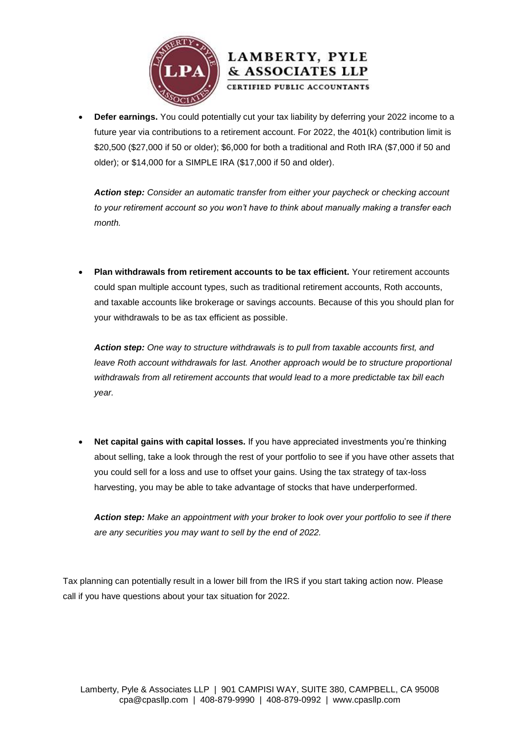- **Defer earnings.** You could potentially cut your tax liability by deferring your 2022 income to a future year via contributions to a retirement account. For 2022, the 401(k) contribution limit is $20,500 ($27,000 if 50 or older); $6,000 for both a traditional and Roth IRA ($7,000 if 50 and older); or $14,000 for a SIMPLE IRA ($17,000 if 50 and older).

  ***Action step:*** *Consider an automatic transfer from either your paycheck or checking account to your retirement account so you won't have to think about manually making a transfer each month.*

- **Plan withdrawals from retirement accounts to be tax efficient.** Your retirement accounts could span multiple account types, such as traditional retirement accounts, Roth accounts, and taxable accounts like brokerage or savings accounts. Because of this you should plan for your withdrawals to be as tax efficient as possible.

  ***Action step:*** *One way to structure withdrawals is to pull from taxable accounts first, and leave Roth account withdrawals for last. Another approach would be to structure proportional withdrawals from all retirement accounts that would lead to a more predictable tax bill each year.*

- **Net capital gains with capital losses.** If you have appreciated investments you're thinking about selling, take a look through the rest of your portfolio to see if you have other assets that you could sell for a loss and use to offset your gains. Using the tax strategy of tax-loss harvesting, you may be able to take advantage of stocks that have underperformed.

  ***Action step:*** *Make an appointment with your broker to look over your portfolio to see if there are any securities you may want to sell by the end of 2022.*

Tax planning can potentially result in a lower bill from the IRS if you start taking action now. Please call if you have questions about your tax situation for 2022.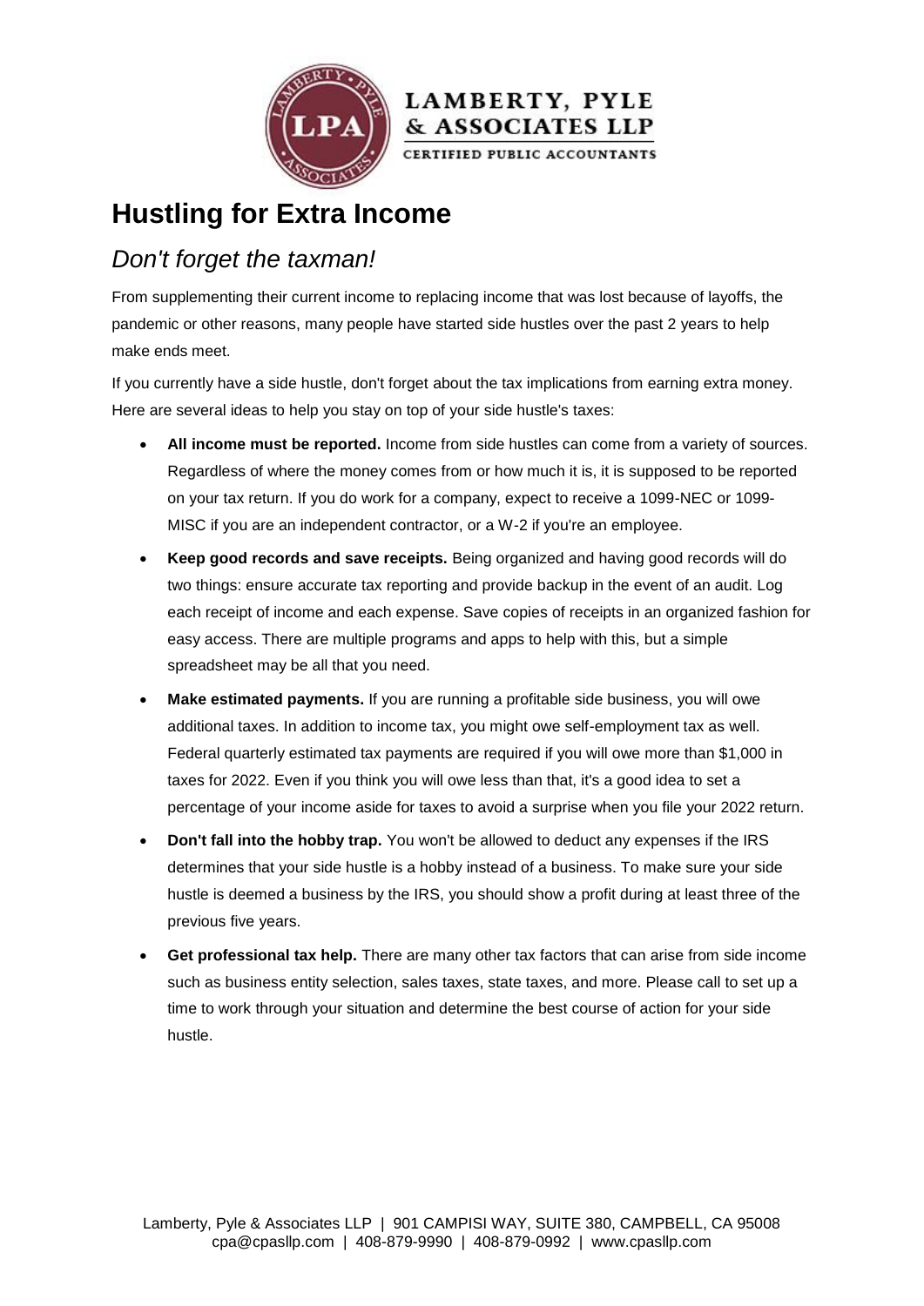# Hustling for Extra Income

## *Don't forget the taxman!*

From supplementing their current income to replacing income that was lost because of layoffs, the pandemic or other reasons, many people have started side hustles over the past 2 years to help make ends meet.

If you currently have a side hustle, don't forget about the tax implications from earning extra money. Here are several ideas to help you stay on top of your side hustle's taxes:

- **All income must be reported.** Income from side hustles can come from a variety of sources. Regardless of where the money comes from or how much it is, it is supposed to be reported on your tax return. If you do work for a company, expect to receive a 1099-NEC or 1099-MISC if you are an independent contractor, or a W-2 if you're an employee.
- **Keep good records and save receipts.** Being organized and having good records will do two things: ensure accurate tax reporting and provide backup in the event of an audit. Log each receipt of income and each expense. Save copies of receipts in an organized fashion for easy access. There are multiple programs and apps to help with this, but a simple spreadsheet may be all that you need.
- **Make estimated payments.** If you are running a profitable side business, you will owe additional taxes. In addition to income tax, you might owe self-employment tax as well. Federal quarterly estimated tax payments are required if you will owe more than $1,000 in taxes for 2022. Even if you think you will owe less than that, it's a good idea to set a percentage of your income aside for taxes to avoid a surprise when you file your 2022 return.
- **Don't fall into the hobby trap.** You won't be allowed to deduct any expenses if the IRS determines that your side hustle is a hobby instead of a business. To make sure your side hustle is deemed a business by the IRS, you should show a profit during at least three of the previous five years.
- **Get professional tax help.** There are many other tax factors that can arise from side income such as business entity selection, sales taxes, state taxes, and more. Please call to set up a time to work through your situation and determine the best course of action for your side hustle.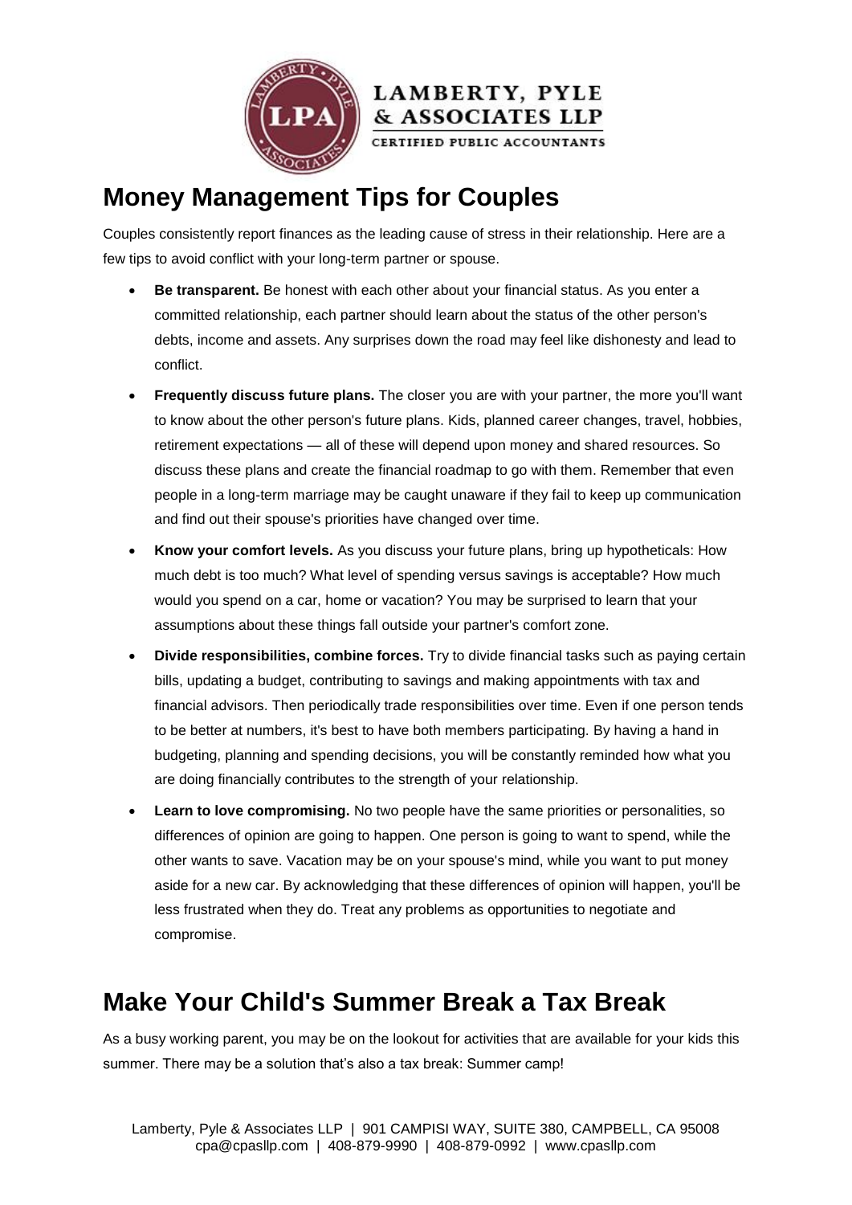## Money Management Tips for Couples

Couples consistently report finances as the leading cause of stress in their relationship. Here are a few tips to avoid conflict with your long-term partner or spouse.

- **Be transparent.** Be honest with each other about your financial status. As you enter a committed relationship, each partner should learn about the status of the other person's debts, income and assets. Any surprises down the road may feel like dishonesty and lead to conflict.
- **Frequently discuss future plans.** The closer you are with your partner, the more you'll want to know about the other person's future plans. Kids, planned career changes, travel, hobbies, retirement expectations — all of these will depend upon money and shared resources. So discuss these plans and create the financial roadmap to go with them. Remember that even people in a long-term marriage may be caught unaware if they fail to keep up communication and find out their spouse's priorities have changed over time.
- **Know your comfort levels.** As you discuss your future plans, bring up hypotheticals: How much debt is too much? What level of spending versus savings is acceptable? How much would you spend on a car, home or vacation? You may be surprised to learn that your assumptions about these things fall outside your partner's comfort zone.
- **Divide responsibilities, combine forces.** Try to divide financial tasks such as paying certain bills, updating a budget, contributing to savings and making appointments with tax and financial advisors. Then periodically trade responsibilities over time. Even if one person tends to be better at numbers, it's best to have both members participating. By having a hand in budgeting, planning and spending decisions, you will be constantly reminded how what you are doing financially contributes to the strength of your relationship.
- **Learn to love compromising.** No two people have the same priorities or personalities, so differences of opinion are going to happen. One person is going to want to spend, while the other wants to save. Vacation may be on your spouse's mind, while you want to put money aside for a new car. By acknowledging that these differences of opinion will happen, you'll be less frustrated when they do. Treat any problems as opportunities to negotiate and compromise.

## Make Your Child's Summer Break a Tax Break

As a busy working parent, you may be on the lookout for activities that are available for your kids this summer. There may be a solution that's also a tax break: Summer camp!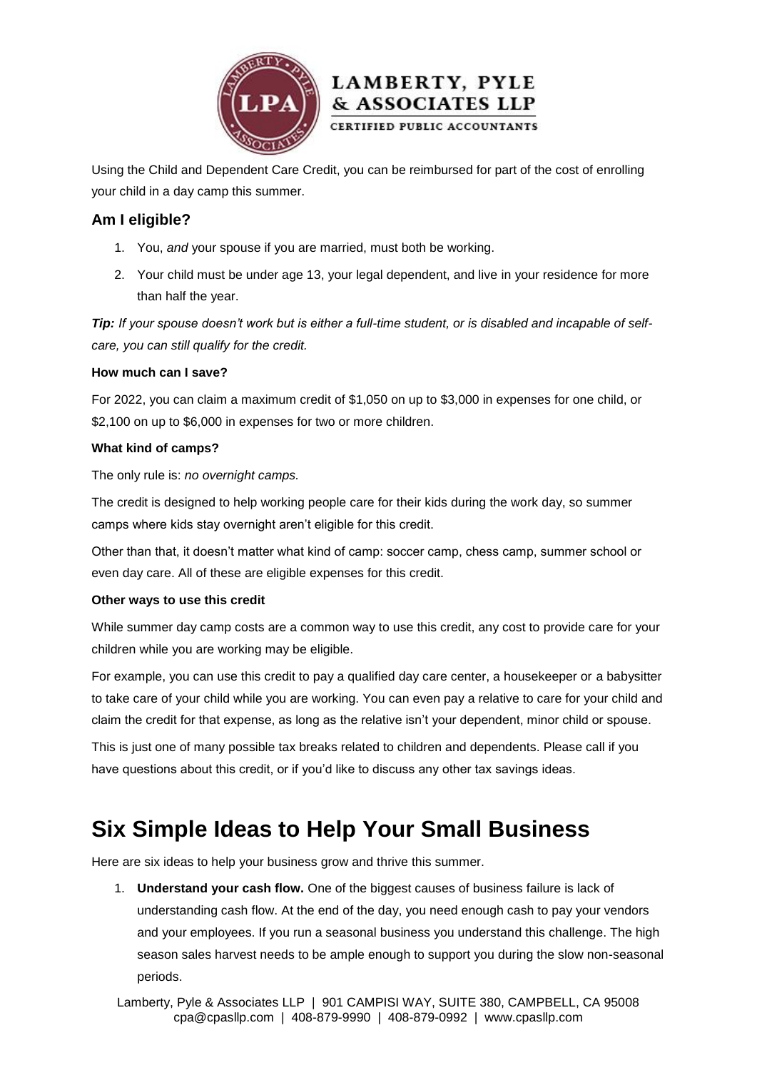Using the Child and Dependent Care Credit, you can be reimbursed for part of the cost of enrolling your child in a day camp this summer.

### Am I eligible?

1. You, *and* your spouse if you are married, must both be working.
2. Your child must be under age 13, your legal dependent, and live in your residence for more than half the year.

***Tip:*** *If your spouse doesn't work but is either a full-time student, or is disabled and incapable of self-care, you can still qualify for the credit.*

**How much can I save?**

For 2022, you can claim a maximum credit of $1,050 on up to $3,000 in expenses for one child, or $2,100 on up to $6,000 in expenses for two or more children.

**What kind of camps?**

The only rule is: *no overnight camps.*

The credit is designed to help working people care for their kids during the work day, so summer camps where kids stay overnight aren't eligible for this credit.

Other than that, it doesn't matter what kind of camp: soccer camp, chess camp, summer school or even day care. All of these are eligible expenses for this credit.

**Other ways to use this credit**

While summer day camp costs are a common way to use this credit, any cost to provide care for your children while you are working may be eligible.

For example, you can use this credit to pay a qualified day care center, a housekeeper or a babysitter to take care of your child while you are working. You can even pay a relative to care for your child and claim the credit for that expense, as long as the relative isn't your dependent, minor child or spouse.

This is just one of many possible tax breaks related to children and dependents. Please call if you have questions about this credit, or if you'd like to discuss any other tax savings ideas.

# Six Simple Ideas to Help Your Small Business

Here are six ideas to help your business grow and thrive this summer.

1. **Understand your cash flow.** One of the biggest causes of business failure is lack of understanding cash flow. At the end of the day, you need enough cash to pay your vendors and your employees. If you run a seasonal business you understand this challenge. The high season sales harvest needs to be ample enough to support you during the slow non-seasonal periods.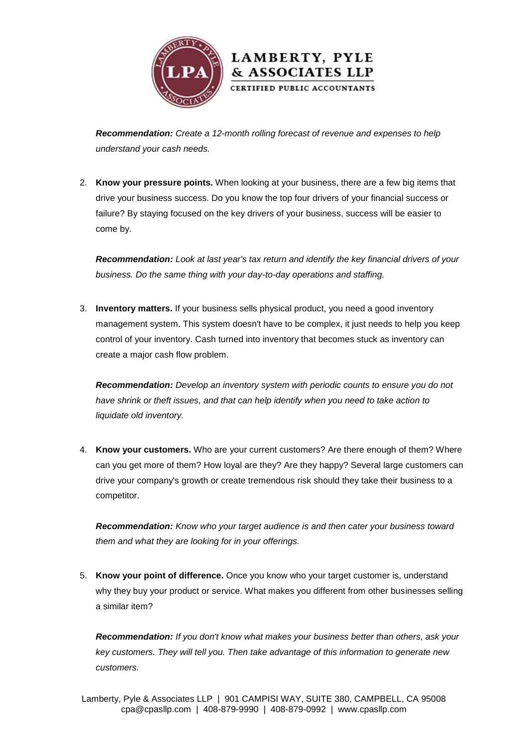***Recommendation:*** *Create a 12-month rolling forecast of revenue and expenses to help understand your cash needs.*

2. **Know your pressure points.** When looking at your business, there are a few big items that drive your business success. Do you know the top four drivers of your financial success or failure? By staying focused on the key drivers of your business, success will be easier to come by.

   ***Recommendation:*** *Look at last year's tax return and identify the key financial drivers of your business. Do the same thing with your day-to-day operations and staffing.*

3. **Inventory matters.** If your business sells physical product, you need a good inventory management system. This system doesn't have to be complex, it just needs to help you keep control of your inventory. Cash turned into inventory that becomes stuck as inventory can create a major cash flow problem.

   ***Recommendation:*** *Develop an inventory system with periodic counts to ensure you do not have shrink or theft issues, and that can help identify when you need to take action to liquidate old inventory.*

4. **Know your customers.** Who are your current customers? Are there enough of them? Where can you get more of them? How loyal are they? Are they happy? Several large customers can drive your company's growth or create tremendous risk should they take their business to a competitor.

   ***Recommendation:*** *Know who your target audience is and then cater your business toward them and what they are looking for in your offerings.*

5. **Know your point of difference.** Once you know who your target customer is, understand why they buy your product or service. What makes you different from other businesses selling a similar item?

   ***Recommendation:*** *If you don't know what makes your business better than others, ask your key customers. They will tell you. Then take advantage of this information to generate new customers.*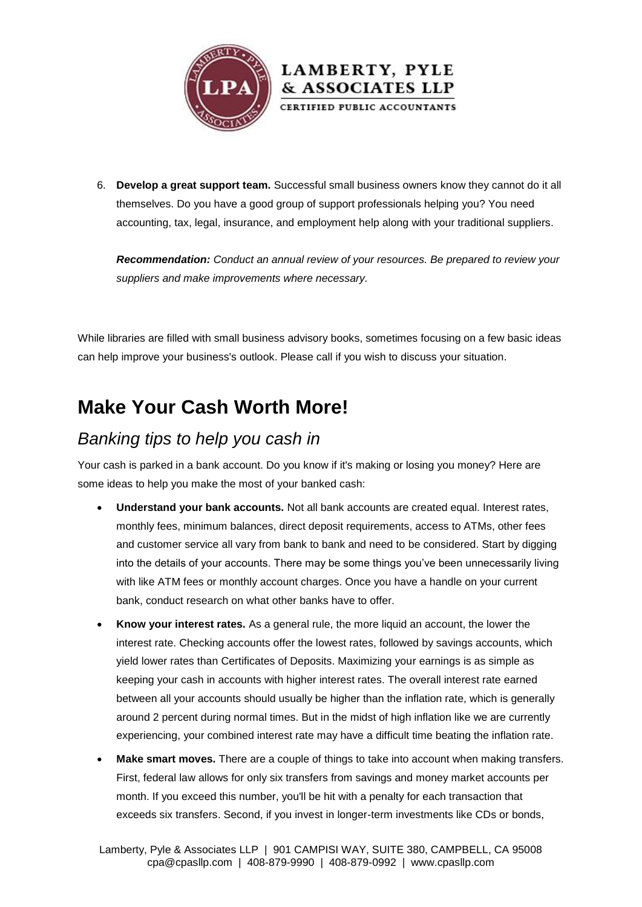6. **Develop a great support team.** Successful small business owners know they cannot do it all themselves. Do you have a good group of support professionals helping you? You need accounting, tax, legal, insurance, and employment help along with your traditional suppliers.

   ***Recommendation:*** *Conduct an annual review of your resources. Be prepared to review your suppliers and make improvements where necessary.*

While libraries are filled with small business advisory books, sometimes focusing on a few basic ideas can help improve your business's outlook. Please call if you wish to discuss your situation.

# Make Your Cash Worth More!

## *Banking tips to help you cash in*

Your cash is parked in a bank account. Do you know if it's making or losing you money? Here are some ideas to help you make the most of your banked cash:

- **Understand your bank accounts.** Not all bank accounts are created equal. Interest rates, monthly fees, minimum balances, direct deposit requirements, access to ATMs, other fees and customer service all vary from bank to bank and need to be considered. Start by digging into the details of your accounts. There may be some things you've been unnecessarily living with like ATM fees or monthly account charges. Once you have a handle on your current bank, conduct research on what other banks have to offer.
- **Know your interest rates.** As a general rule, the more liquid an account, the lower the interest rate. Checking accounts offer the lowest rates, followed by savings accounts, which yield lower rates than Certificates of Deposits. Maximizing your earnings is as simple as keeping your cash in accounts with higher interest rates. The overall interest rate earned between all your accounts should usually be higher than the inflation rate, which is generally around 2 percent during normal times. But in the midst of high inflation like we are currently experiencing, your combined interest rate may have a difficult time beating the inflation rate.
- **Make smart moves.** There are a couple of things to take into account when making transfers. First, federal law allows for only six transfers from savings and money market accounts per month. If you exceed this number, you'll be hit with a penalty for each transaction that exceeds six transfers. Second, if you invest in longer-term investments like CDs or bonds,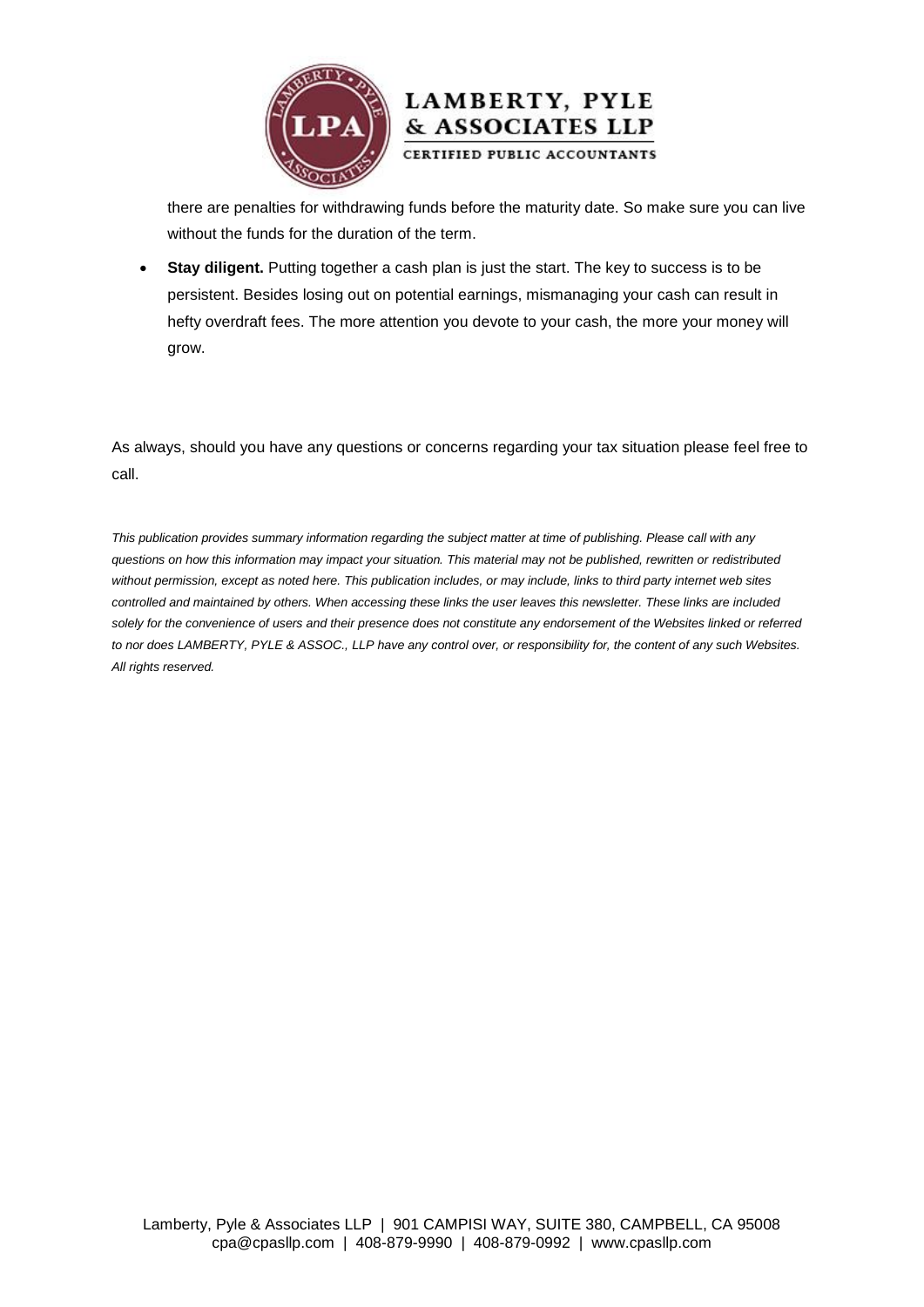there are penalties for withdrawing funds before the maturity date. So make sure you can live without the funds for the duration of the term.

- **Stay diligent.** Putting together a cash plan is just the start. The key to success is to be persistent. Besides losing out on potential earnings, mismanaging your cash can result in hefty overdraft fees. The more attention you devote to your cash, the more your money will grow.

As always, should you have any questions or concerns regarding your tax situation please feel free to call.

*This publication provides summary information regarding the subject matter at time of publishing. Please call with any questions on how this information may impact your situation. This material may not be published, rewritten or redistributed without permission, except as noted here. This publication includes, or may include, links to third party internet web sites controlled and maintained by others. When accessing these links the user leaves this newsletter. These links are included solely for the convenience of users and their presence does not constitute any endorsement of the Websites linked or referred to nor does LAMBERTY, PYLE & ASSOC., LLP have any control over, or responsibility for, the content of any such Websites. All rights reserved.*